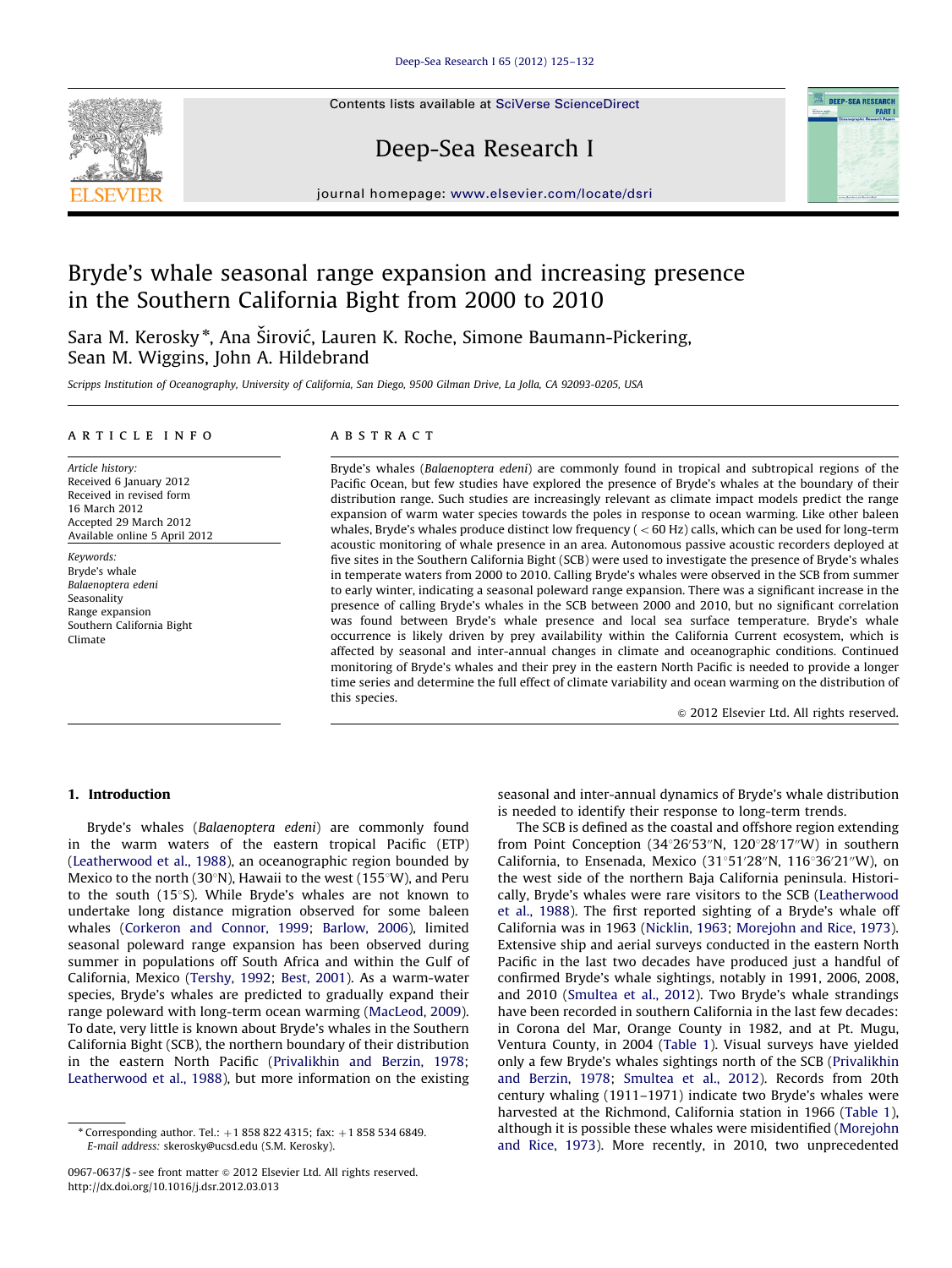# Bryde's whale seasonal range expansion and increasing presence in the Southern California Bight from 2000 to 2010

Sara M. Kerosky*, Ana Širović, Lauren K. Roche, Simone Baumann-Pickering, Sean M. Wiggins, John A. Hildebrand

*Scripps Institution of Oceanography, University of California, San Diego, 9500 Gilman Drive, La Jolla, CA 92093-0205, USA*

## ARTICLE INFO

*Article history:*
Received 6 January 2012
Received in revised form
16 March 2012
Accepted 29 March 2012
Available online 5 April 2012

*Keywords:*
Bryde's whale
*Balaenoptera edeni*
Seasonality
Range expansion
Southern California Bight
Climate

## ABSTRACT

Bryde's whales (*Balaenoptera edeni*) are commonly found in tropical and subtropical regions of the Pacific Ocean, but few studies have explored the presence of Bryde's whales at the boundary of their distribution range. Such studies are increasingly relevant as climate impact models predict the range expansion of warm water species towards the poles in response to ocean warming. Like other baleen whales, Bryde's whales produce distinct low frequency ( < 60 Hz) calls, which can be used for long-term acoustic monitoring of whale presence in an area. Autonomous passive acoustic recorders deployed at five sites in the Southern California Bight (SCB) were used to investigate the presence of Bryde's whales in temperate waters from 2000 to 2010. Calling Bryde's whales were observed in the SCB from summer to early winter, indicating a seasonal poleward range expansion. There was a significant increase in the presence of calling Bryde's whales in the SCB between 2000 and 2010, but no significant correlation was found between Bryde's whale presence and local sea surface temperature. Bryde's whale occurrence is likely driven by prey availability within the California Current ecosystem, which is affected by seasonal and inter-annual changes in climate and oceanographic conditions. Continued monitoring of Bryde's whales and their prey in the eastern North Pacific is needed to provide a longer time series and determine the full effect of climate variability and ocean warming on the distribution of this species.

© 2012 Elsevier Ltd. All rights reserved.

## 1. Introduction

Bryde's whales (*Balaenoptera edeni*) are commonly found in the warm waters of the eastern tropical Pacific (ETP) (Leatherwood et al., 1988), an oceanographic region bounded by Mexico to the north (30°N), Hawaii to the west (155°W), and Peru to the south (15°S). While Bryde's whales are not known to undertake long distance migration observed for some baleen whales (Corkeron and Connor, 1999; Barlow, 2006), limited seasonal poleward range expansion has been observed during summer in populations off South Africa and within the Gulf of California, Mexico (Tershy, 1992; Best, 2001). As a warm-water species, Bryde's whales are predicted to gradually expand their range poleward with long-term ocean warming (MacLeod, 2009). To date, very little is known about Bryde's whales in the Southern California Bight (SCB), the northern boundary of their distribution in the eastern North Pacific (Privalikhin and Berzin, 1978; Leatherwood et al., 1988), but more information on the existing seasonal and inter-annual dynamics of Bryde's whale distribution is needed to identify their response to long-term trends.

The SCB is defined as the coastal and offshore region extending from Point Conception (34°26′53″N, 120°28′17″W) in southern California, to Ensenada, Mexico (31°51′28″N, 116°36′21″W), on the west side of the northern Baja California peninsula. Historically, Bryde's whales were rare visitors to the SCB (Leatherwood et al., 1988). The first reported sighting of a Bryde's whale off California was in 1963 (Nicklin, 1963; Morejohn and Rice, 1973). Extensive ship and aerial surveys conducted in the eastern North Pacific in the last two decades have produced just a handful of confirmed Bryde's whale sightings, notably in 1991, 2006, 2008, and 2010 (Smultea et al., 2012). Two Bryde's whale strandings have been recorded in southern California in the last few decades: in Corona del Mar, Orange County in 1982, and at Pt. Mugu, Ventura County, in 2004 (Table 1). Visual surveys have yielded only a few Bryde's whales sightings north of the SCB (Privalikhin and Berzin, 1978; Smultea et al., 2012). Records from 20th century whaling (1911–1971) indicate two Bryde's whales were harvested at the Richmond, California station in 1966 (Table 1), although it is possible these whales were misidentified (Morejohn and Rice, 1973). More recently, in 2010, two unprecedented

* Corresponding author. Tel.: +1 858 822 4315; fax: +1 858 534 6849.
*E-mail address:* skerosky@ucsd.edu (S.M. Kerosky).

0967-0637/$ - see front matter © 2012 Elsevier Ltd. All rights reserved.
http://dx.doi.org/10.1016/j.dsr.2012.03.013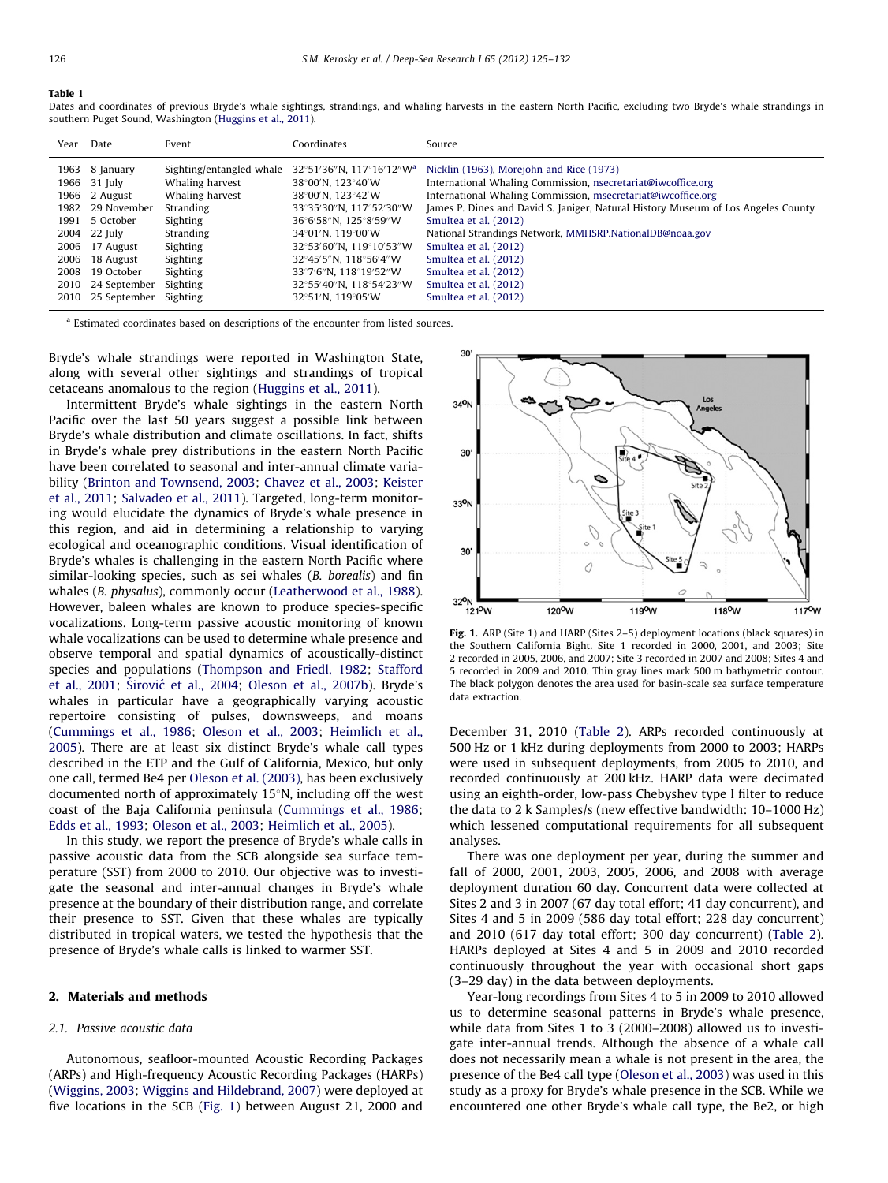**Table 1**
Dates and coordinates of previous Bryde's whale sightings, strandings, and whaling harvests in the eastern North Pacific, excluding two Bryde's whale strandings in southern Puget Sound, Washington (Huggins et al., 2011).

| Year | Date | Event | Coordinates | Source |
|---|---|---|---|---|
| 1963 | 8 January | Sighting/entangled whale | 32°51′36″N, 117°16′12″W[a] | Nicklin (1963), Morejohn and Rice (1973) |
| 1966 | 31 July | Whaling harvest | 38°00′N, 123°40′W | International Whaling Commission, nsecretariat@iwcoffice.org |
| 1966 | 2 August | Whaling harvest | 38°00′N, 123°42′W | International Whaling Commission, msecretariat@iwcoffice.org |
| 1982 | 29 November | Stranding | 33°35′30″N, 117°52′30″W | James P. Dines and David S. Janiger, Natural History Museum of Los Angeles County |
| 1991 | 5 October | Sighting | 36°6′58″N, 125°8′59″W | Smultea et al. (2012) |
| 2004 | 22 July | Stranding | 34°01′N, 119°00′W | National Strandings Network, MMHSRP.NationalDB@noaa.gov |
| 2006 | 17 August | Sighting | 32°53′60″N, 119°10′53″W | Smultea et al. (2012) |
| 2006 | 18 August | Sighting | 32°45′5″N, 118°56′4″W | Smultea et al. (2012) |
| 2008 | 19 October | Sighting | 33°7′6″N, 118°19′52″W | Smultea et al. (2012) |
| 2010 | 24 September | Sighting | 32°55′40″N, 118°54′23″W | Smultea et al. (2012) |
| 2010 | 25 September | Sighting | 32°51′N, 119°05′W | Smultea et al. (2012) |

[a] Estimated coordinates based on descriptions of the encounter from listed sources.

Bryde's whale strandings were reported in Washington State, along with several other sightings and strandings of tropical cetaceans anomalous to the region (Huggins et al., 2011).

Intermittent Bryde's whale sightings in the eastern North Pacific over the last 50 years suggest a possible link between Bryde's whale distribution and climate oscillations. In fact, shifts in Bryde's whale prey distributions in the eastern North Pacific have been correlated to seasonal and inter-annual climate variability (Brinton and Townsend, 2003; Chavez et al., 2003; Keister et al., 2011; Salvadeo et al., 2011). Targeted, long-term monitoring would elucidate the dynamics of Bryde's whale presence in this region, and aid in determining a relationship to varying ecological and oceanographic conditions. Visual identification of Bryde's whales is challenging in the eastern North Pacific where similar-looking species, such as sei whales (*B. borealis*) and fin whales (*B. physalus*), commonly occur (Leatherwood et al., 1988). However, baleen whales are known to produce species-specific vocalizations. Long-term passive acoustic monitoring of known whale vocalizations can be used to determine whale presence and observe temporal and spatial dynamics of acoustically-distinct species and populations (Thompson and Friedl, 1982; Stafford et al., 2001; Širović et al., 2004; Oleson et al., 2007b). Bryde's whales in particular have a geographically varying acoustic repertoire consisting of pulses, downsweeps, and moans (Cummings et al., 1986; Oleson et al., 2003; Heimlich et al., 2005). There are at least six distinct Bryde's whale call types described in the ETP and the Gulf of California, Mexico, but only one call, termed Be4 per Oleson et al. (2003), has been exclusively documented north of approximately 15°N, including off the west coast of the Baja California peninsula (Cummings et al., 1986; Edds et al., 1993; Oleson et al., 2003; Heimlich et al., 2005).

In this study, we report the presence of Bryde's whale calls in passive acoustic data from the SCB alongside sea surface temperature (SST) from 2000 to 2010. Our objective was to investigate the seasonal and inter-annual changes in Bryde's whale presence at the boundary of their distribution range, and correlate their presence to SST. Given that these whales are typically distributed in tropical waters, we tested the hypothesis that the presence of Bryde's whale calls is linked to warmer SST.

## 2. Materials and methods

### 2.1. Passive acoustic data

Autonomous, seafloor-mounted Acoustic Recording Packages (ARPs) and High-frequency Acoustic Recording Packages (HARPs) (Wiggins, 2003; Wiggins and Hildebrand, 2007) were deployed at five locations in the SCB (Fig. 1) between August 21, 2000 and December 31, 2010 (Table 2). ARPs recorded continuously at 500 Hz or 1 kHz during deployments from 2000 to 2003; HARPs were used in subsequent deployments, from 2005 to 2010, and recorded continuously at 200 kHz. HARP data were decimated using an eighth-order, low-pass Chebyshev type I filter to reduce the data to 2 k Samples/s (new effective bandwidth: 10–1000 Hz) which lessened computational requirements for all subsequent analyses.

**Fig. 1.** ARP (Site 1) and HARP (Sites 2–5) deployment locations (black squares) in the Southern California Bight. Site 1 recorded in 2000, 2001, and 2003; Site 2 recorded in 2005, 2006, and 2007; Site 3 recorded in 2007 and 2008; Sites 4 and 5 recorded in 2009 and 2010. Thin gray lines mark 500 m bathymetric contour. The black polygon denotes the area used for basin-scale sea surface temperature data extraction.

There was one deployment per year, during the summer and fall of 2000, 2001, 2003, 2005, 2006, and 2008 with average deployment duration 60 day. Concurrent data were collected at Sites 2 and 3 in 2007 (67 day total effort; 41 day concurrent), and Sites 4 and 5 in 2009 (586 day total effort; 228 day concurrent) and 2010 (617 day total effort; 300 day concurrent) (Table 2). HARPs deployed at Sites 4 and 5 in 2009 and 2010 recorded continuously throughout the year with occasional short gaps (3–29 day) in the data between deployments.

Year-long recordings from Sites 4 to 5 in 2009 to 2010 allowed us to determine seasonal patterns in Bryde's whale presence, while data from Sites 1 to 3 (2000–2008) allowed us to investigate inter-annual trends. Although the absence of a whale call does not necessarily mean a whale is not present in the area, the presence of the Be4 call type (Oleson et al., 2003) was used in this study as a proxy for Bryde's whale presence in the SCB. While we encountered one other Bryde's whale call type, the Be2, or high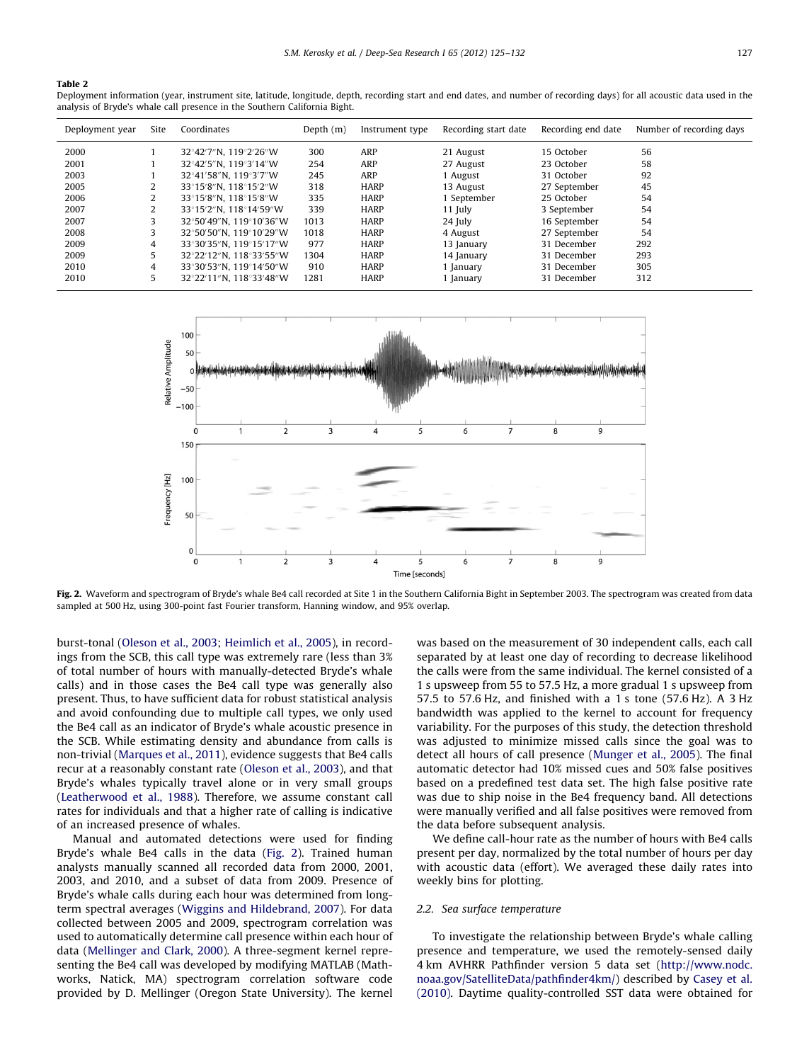**Table 2**
Deployment information (year, instrument site, latitude, longitude, depth, recording start and end dates, and number of recording days) for all acoustic data used in the analysis of Bryde's whale call presence in the Southern California Bight.

| Deployment year | Site | Coordinates | Depth (m) | Instrument type | Recording start date | Recording end date | Number of recording days |
|---|---|---|---|---|---|---|---|
| 2000 | 1 | 32°42′7″N, 119°2′26″W | 300 | ARP | 21 August | 15 October | 56 |
| 2001 | 1 | 32°42′5″N, 119°3′14″W | 254 | ARP | 27 August | 23 October | 58 |
| 2003 | 1 | 32°41′58″N, 119°3′7″W | 245 | ARP | 1 August | 31 October | 92 |
| 2005 | 2 | 33°15′8″N, 118°15′2″W | 318 | HARP | 13 August | 27 September | 45 |
| 2006 | 2 | 33°15′8″N, 118°15′8″W | 335 | HARP | 1 September | 25 October | 54 |
| 2007 | 2 | 33°15′2″N, 118°14′59″W | 339 | HARP | 11 July | 3 September | 54 |
| 2007 | 3 | 32°50′49″N, 119°10′36″W | 1013 | HARP | 24 July | 16 September | 54 |
| 2008 | 3 | 32°50′50″N, 119°10′29″W | 1018 | HARP | 4 August | 27 September | 54 |
| 2009 | 4 | 33°30′35″N, 119°15′17″W | 977 | HARP | 13 January | 31 December | 292 |
| 2009 | 5 | 32°22′12″N, 118°33′55″W | 1304 | HARP | 14 January | 31 December | 293 |
| 2010 | 4 | 33°30′53″N, 119°14′50″W | 910 | HARP | 1 January | 31 December | 305 |
| 2010 | 5 | 32°22′11″N, 118°33′48″W | 1281 | HARP | 1 January | 31 December | 312 |

**Fig. 2.** Waveform and spectrogram of Bryde's whale Be4 call recorded at Site 1 in the Southern California Bight in September 2003. The spectrogram was created from data sampled at 500 Hz, using 300-point fast Fourier transform, Hanning window, and 95% overlap.

burst-tonal (Oleson et al., 2003; Heimlich et al., 2005), in recordings from the SCB, this call type was extremely rare (less than 3% of total number of hours with manually-detected Bryde's whale calls) and in those cases the Be4 call type was generally also present. Thus, to have sufficient data for robust statistical analysis and avoid confounding due to multiple call types, we only used the Be4 call as an indicator of Bryde's whale acoustic presence in the SCB. While estimating density and abundance from calls is non-trivial (Marques et al., 2011), evidence suggests that Be4 calls recur at a reasonably constant rate (Oleson et al., 2003), and that Bryde's whales typically travel alone or in very small groups (Leatherwood et al., 1988). Therefore, we assume constant call rates for individuals and that a higher rate of calling is indicative of an increased presence of whales.

Manual and automated detections were used for finding Bryde's whale Be4 calls in the data (Fig. 2). Trained human analysts manually scanned all recorded data from 2000, 2001, 2003, and 2010, and a subset of data from 2009. Presence of Bryde's whale calls during each hour was determined from long-term spectral averages (Wiggins and Hildebrand, 2007). For data collected between 2005 and 2009, spectrogram correlation was used to automatically determine call presence within each hour of data (Mellinger and Clark, 2000). A three-segment kernel representing the Be4 call was developed by modifying MATLAB (Mathworks, Natick, MA) spectrogram correlation software code provided by D. Mellinger (Oregon State University). The kernel was based on the measurement of 30 independent calls, each call separated by at least one day of recording to decrease likelihood the calls were from the same individual. The kernel consisted of a 1 s upsweep from 55 to 57.5 Hz, a more gradual 1 s upsweep from 57.5 to 57.6 Hz, and finished with a 1 s tone (57.6 Hz). A 3 Hz bandwidth was applied to the kernel to account for frequency variability. For the purposes of this study, the detection threshold was adjusted to minimize missed calls since the goal was to detect all hours of call presence (Munger et al., 2005). The final automatic detector had 10% missed cues and 50% false positives based on a predefined test data set. The high false positive rate was due to ship noise in the Be4 frequency band. All detections were manually verified and all false positives were removed from the data before subsequent analysis.

We define call-hour rate as the number of hours with Be4 calls present per day, normalized by the total number of hours per day with acoustic data (effort). We averaged these daily rates into weekly bins for plotting.

### 2.2. Sea surface temperature

To investigate the relationship between Bryde's whale calling presence and temperature, we used the remotely-sensed daily 4 km AVHRR Pathfinder version 5 data set (http://www.nodc.noaa.gov/SatelliteData/pathfinder4km/) described by Casey et al. (2010). Daytime quality-controlled SST data were obtained for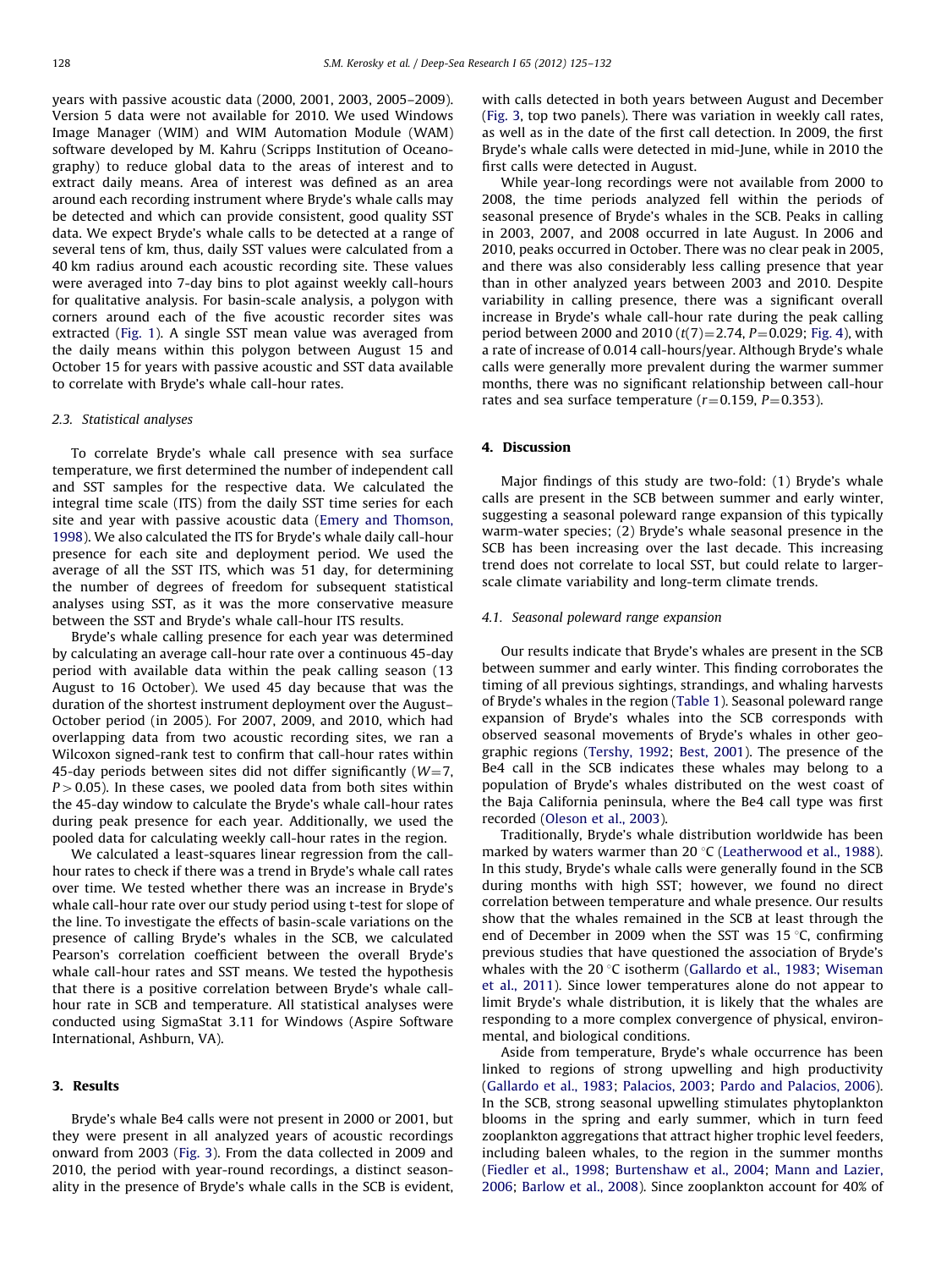years with passive acoustic data (2000, 2001, 2003, 2005–2009). Version 5 data were not available for 2010. We used Windows Image Manager (WIM) and WIM Automation Module (WAM) software developed by M. Kahru (Scripps Institution of Oceanography) to reduce global data to the areas of interest and to extract daily means. Area of interest was defined as an area around each recording instrument where Bryde's whale calls may be detected and which can provide consistent, good quality SST data. We expect Bryde's whale calls to be detected at a range of several tens of km, thus, daily SST values were calculated from a 40 km radius around each acoustic recording site. These values were averaged into 7-day bins to plot against weekly call-hours for qualitative analysis. For basin-scale analysis, a polygon with corners around each of the five acoustic recorder sites was extracted (Fig. 1). A single SST mean value was averaged from the daily means within this polygon between August 15 and October 15 for years with passive acoustic and SST data available to correlate with Bryde's whale call-hour rates.

### 2.3. Statistical analyses

To correlate Bryde's whale call presence with sea surface temperature, we first determined the number of independent call and SST samples for the respective data. We calculated the integral time scale (ITS) from the daily SST time series for each site and year with passive acoustic data (Emery and Thomson, 1998). We also calculated the ITS for Bryde's whale daily call-hour presence for each site and deployment period. We used the average of all the SST ITS, which was 51 day, for determining the number of degrees of freedom for subsequent statistical analyses using SST, as it was the more conservative measure between the SST and Bryde's whale call-hour ITS results.

Bryde's whale calling presence for each year was determined by calculating an average call-hour rate over a continuous 45-day period with available data within the peak calling season (13 August to 16 October). We used 45 day because that was the duration of the shortest instrument deployment over the August–October period (in 2005). For 2007, 2009, and 2010, which had overlapping data from two acoustic recording sites, we ran a Wilcoxon signed-rank test to confirm that call-hour rates within 45-day periods between sites did not differ significantly ($W=7$, $P>0.05$). In these cases, we pooled data from both sites within the 45-day window to calculate the Bryde's whale call-hour rates during peak presence for each year. Additionally, we used the pooled data for calculating weekly call-hour rates in the region.

We calculated a least-squares linear regression from the call-hour rates to check if there was a trend in Bryde's whale call rates over time. We tested whether there was an increase in Bryde's whale call-hour rate over our study period using t-test for slope of the line. To investigate the effects of basin-scale variations on the presence of calling Bryde's whales in the SCB, we calculated Pearson's correlation coefficient between the overall Bryde's whale call-hour rates and SST means. We tested the hypothesis that there is a positive correlation between Bryde's whale call-hour rate in SCB and temperature. All statistical analyses were conducted using SigmaStat 3.11 for Windows (Aspire Software International, Ashburn, VA).

## 3. Results

Bryde's whale Be4 calls were not present in 2000 or 2001, but they were present in all analyzed years of acoustic recordings onward from 2003 (Fig. 3). From the data collected in 2009 and 2010, the period with year-round recordings, a distinct seasonality in the presence of Bryde's whale calls in the SCB is evident, with calls detected in both years between August and December (Fig. 3, top two panels). There was variation in weekly call rates, as well as in the date of the first call detection. In 2009, the first Bryde's whale calls were detected in mid-June, while in 2010 the first calls were detected in August.

While year-long recordings were not available from 2000 to 2008, the time periods analyzed fell within the periods of seasonal presence of Bryde's whales in the SCB. Peaks in calling in 2003, 2007, and 2008 occurred in late August. In 2006 and 2010, peaks occurred in October. There was no clear peak in 2005, and there was also considerably less calling presence that year than in other analyzed years between 2003 and 2010. Despite variability in calling presence, there was a significant overall increase in Bryde's whale call-hour rate during the peak calling period between 2000 and 2010 ($t(7)=2.74$, $P=0.029$; Fig. 4), with a rate of increase of 0.014 call-hours/year. Although Bryde's whale calls were generally more prevalent during the warmer summer months, there was no significant relationship between call-hour rates and sea surface temperature ($r=0.159$, $P=0.353$).

## 4. Discussion

Major findings of this study are two-fold: (1) Bryde's whale calls are present in the SCB between summer and early winter, suggesting a seasonal poleward range expansion of this typically warm-water species; (2) Bryde's whale seasonal presence in the SCB has been increasing over the last decade. This increasing trend does not correlate to local SST, but could relate to larger-scale climate variability and long-term climate trends.

### 4.1. Seasonal poleward range expansion

Our results indicate that Bryde's whales are present in the SCB between summer and early winter. This finding corroborates the timing of all previous sightings, strandings, and whaling harvests of Bryde's whales in the region (Table 1). Seasonal poleward range expansion of Bryde's whales into the SCB corresponds with observed seasonal movements of Bryde's whales in other geographic regions (Tershy, 1992; Best, 2001). The presence of the Be4 call in the SCB indicates these whales may belong to a population of Bryde's whales distributed on the west coast of the Baja California peninsula, where the Be4 call type was first recorded (Oleson et al., 2003).

Traditionally, Bryde's whale distribution worldwide has been marked by waters warmer than 20 °C (Leatherwood et al., 1988). In this study, Bryde's whale calls were generally found in the SCB during months with high SST; however, we found no direct correlation between temperature and whale presence. Our results show that the whales remained in the SCB at least through the end of December in 2009 when the SST was 15 °C, confirming previous studies that have questioned the association of Bryde's whales with the 20 °C isotherm (Gallardo et al., 1983; Wiseman et al., 2011). Since lower temperatures alone do not appear to limit Bryde's whale distribution, it is likely that the whales are responding to a more complex convergence of physical, environmental, and biological conditions.

Aside from temperature, Bryde's whale occurrence has been linked to regions of strong upwelling and high productivity (Gallardo et al., 1983; Palacios, 2003; Pardo and Palacios, 2006). In the SCB, strong seasonal upwelling stimulates phytoplankton blooms in the spring and early summer, which in turn feed zooplankton aggregations that attract higher trophic level feeders, including baleen whales, to the region in the summer months (Fiedler et al., 1998; Burtenshaw et al., 2004; Mann and Lazier, 2006; Barlow et al., 2008). Since zooplankton account for 40% of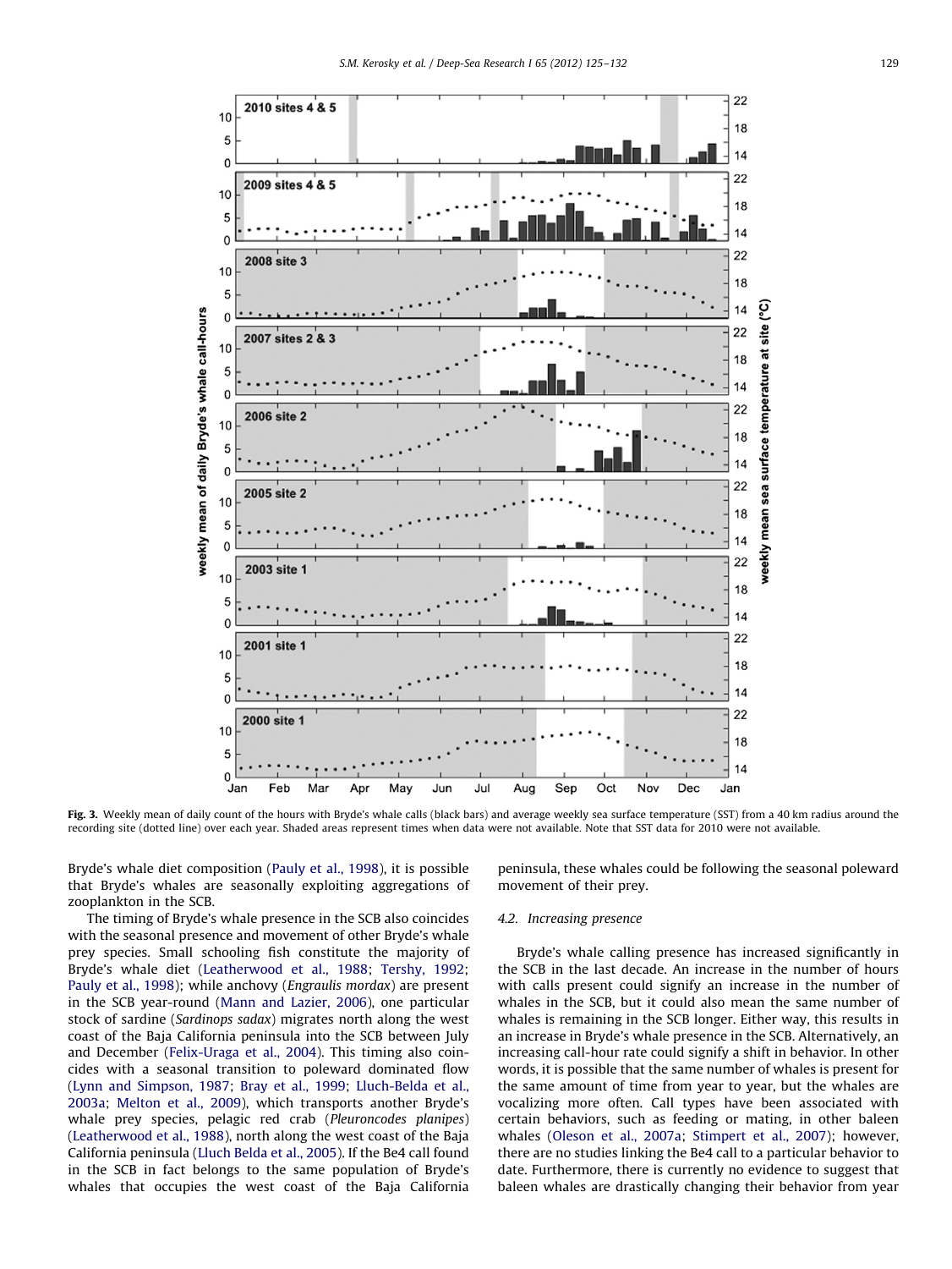Fig. 3. Weekly mean of daily count of the hours with Bryde's whale calls (black bars) and average weekly sea surface temperature (SST) from a 40 km radius around the recording site (dotted line) over each year. Shaded areas represent times when data were not available. Note that SST data for 2010 were not available.

Bryde's whale diet composition (Pauly et al., 1998), it is possible that Bryde's whales are seasonally exploiting aggregations of zooplankton in the SCB.

The timing of Bryde's whale presence in the SCB also coincides with the seasonal presence and movement of other Bryde's whale prey species. Small schooling fish constitute the majority of Bryde's whale diet (Leatherwood et al., 1988; Tershy, 1992; Pauly et al., 1998); while anchovy (*Engraulis mordax*) are present in the SCB year-round (Mann and Lazier, 2006), one particular stock of sardine (*Sardinops sadax*) migrates north along the west coast of the Baja California peninsula into the SCB between July and December (Felix-Uraga et al., 2004). This timing also coincides with a seasonal transition to poleward dominated flow (Lynn and Simpson, 1987; Bray et al., 1999; Lluch-Belda et al., 2003a; Melton et al., 2009), which transports another Bryde's whale prey species, pelagic red crab (*Pleuroncodes planipes*) (Leatherwood et al., 1988), north along the west coast of the Baja California peninsula (Lluch Belda et al., 2005). If the Be4 call found in the SCB in fact belongs to the same population of Bryde's whales that occupies the west coast of the Baja California peninsula, these whales could be following the seasonal poleward movement of their prey.

### 4.2. Increasing presence

Bryde's whale calling presence has increased significantly in the SCB in the last decade. An increase in the number of hours with calls present could signify an increase in the number of whales in the SCB, but it could also mean the same number of whales is remaining in the SCB longer. Either way, this results in an increase in Bryde's whale presence in the SCB. Alternatively, an increasing call-hour rate could signify a shift in behavior. In other words, it is possible that the same number of whales is present for the same amount of time from year to year, but the whales are vocalizing more often. Call types have been associated with certain behaviors, such as feeding or mating, in other baleen whales (Oleson et al., 2007a; Stimpert et al., 2007); however, there are no studies linking the Be4 call to a particular behavior to date. Furthermore, there is currently no evidence to suggest that baleen whales are drastically changing their behavior from year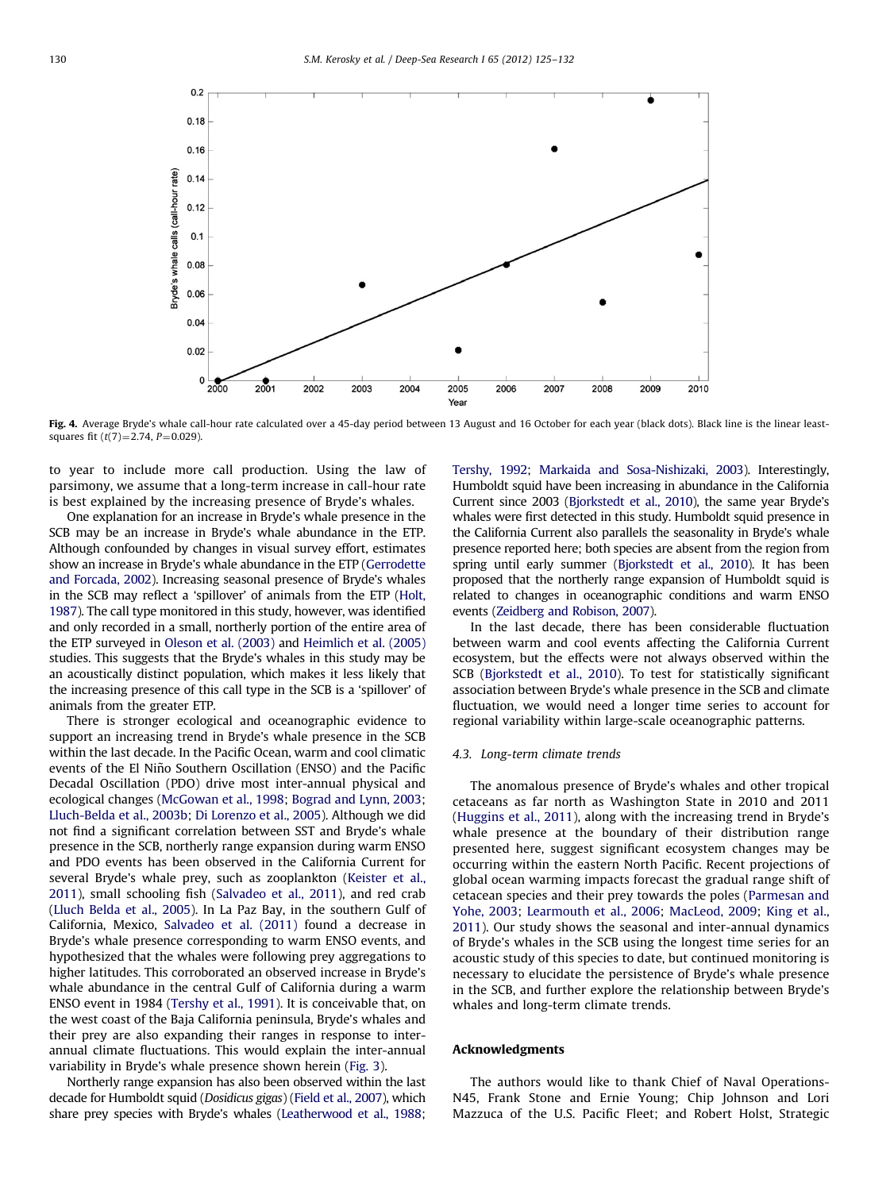Fig. 4. Average Bryde's whale call-hour rate calculated over a 45-day period between 13 August and 16 October for each year (black dots). Black line is the linear least-squares fit ($t(7)=2.74$, $P=0.029$).

to year to include more call production. Using the law of parsimony, we assume that a long-term increase in call-hour rate is best explained by the increasing presence of Bryde's whales.

One explanation for an increase in Bryde's whale presence in the SCB may be an increase in Bryde's whale abundance in the ETP. Although confounded by changes in visual survey effort, estimates show an increase in Bryde's whale abundance in the ETP (Gerrodette and Forcada, 2002). Increasing seasonal presence of Bryde's whales in the SCB may reflect a 'spillover' of animals from the ETP (Holt, 1987). The call type monitored in this study, however, was identified and only recorded in a small, northerly portion of the entire area of the ETP surveyed in Oleson et al. (2003) and Heimlich et al. (2005) studies. This suggests that the Bryde's whales in this study may be an acoustically distinct population, which makes it less likely that the increasing presence of this call type in the SCB is a 'spillover' of animals from the greater ETP.

There is stronger ecological and oceanographic evidence to support an increasing trend in Bryde's whale presence in the SCB within the last decade. In the Pacific Ocean, warm and cool climatic events of the El Niño Southern Oscillation (ENSO) and the Pacific Decadal Oscillation (PDO) drive most inter-annual physical and ecological changes (McGowan et al., 1998; Bograd and Lynn, 2003; Lluch-Belda et al., 2003b; Di Lorenzo et al., 2005). Although we did not find a significant correlation between SST and Bryde's whale presence in the SCB, northerly range expansion during warm ENSO and PDO events has been observed in the California Current for several Bryde's whale prey, such as zooplankton (Keister et al., 2011), small schooling fish (Salvadeo et al., 2011), and red crab (Lluch Belda et al., 2005). In La Paz Bay, in the southern Gulf of California, Mexico, Salvadeo et al. (2011) found a decrease in Bryde's whale presence corresponding to warm ENSO events, and hypothesized that the whales were following prey aggregations to higher latitudes. This corroborated an observed increase in Bryde's whale abundance in the central Gulf of California during a warm ENSO event in 1984 (Tershy et al., 1991). It is conceivable that, on the west coast of the Baja California peninsula, Bryde's whales and their prey are also expanding their ranges in response to inter-annual climate fluctuations. This would explain the inter-annual variability in Bryde's whale presence shown herein (Fig. 3).

Northerly range expansion has also been observed within the last decade for Humboldt squid (*Dosidicus gigas*) (Field et al., 2007), which share prey species with Bryde's whales (Leatherwood et al., 1988; Tershy, 1992; Markaida and Sosa-Nishizaki, 2003). Interestingly, Humboldt squid have been increasing in abundance in the California Current since 2003 (Bjorkstedt et al., 2010), the same year Bryde's whales were first detected in this study. Humboldt squid presence in the California Current also parallels the seasonality in Bryde's whale presence reported here; both species are absent from the region from spring until early summer (Bjorkstedt et al., 2010). It has been proposed that the northerly range expansion of Humboldt squid is related to changes in oceanographic conditions and warm ENSO events (Zeidberg and Robison, 2007).

In the last decade, there has been considerable fluctuation between warm and cool events affecting the California Current ecosystem, but the effects were not always observed within the SCB (Bjorkstedt et al., 2010). To test for statistically significant association between Bryde's whale presence in the SCB and climate fluctuation, we would need a longer time series to account for regional variability within large-scale oceanographic patterns.

### 4.3. Long-term climate trends

The anomalous presence of Bryde's whales and other tropical cetaceans as far north as Washington State in 2010 and 2011 (Huggins et al., 2011), along with the increasing trend in Bryde's whale presence at the boundary of their distribution range presented here, suggest significant ecosystem changes may be occurring within the eastern North Pacific. Recent projections of global ocean warming impacts forecast the gradual range shift of cetacean species and their prey towards the poles (Parmesan and Yohe, 2003; Learmouth et al., 2006; MacLeod, 2009; King et al., 2011). Our study shows the seasonal and inter-annual dynamics of Bryde's whales in the SCB using the longest time series for an acoustic study of this species to date, but continued monitoring is necessary to elucidate the persistence of Bryde's whale presence in the SCB, and further explore the relationship between Bryde's whales and long-term climate trends.

## Acknowledgments

The authors would like to thank Chief of Naval Operations-N45, Frank Stone and Ernie Young; Chip Johnson and Lori Mazzuca of the U.S. Pacific Fleet; and Robert Holst, Strategic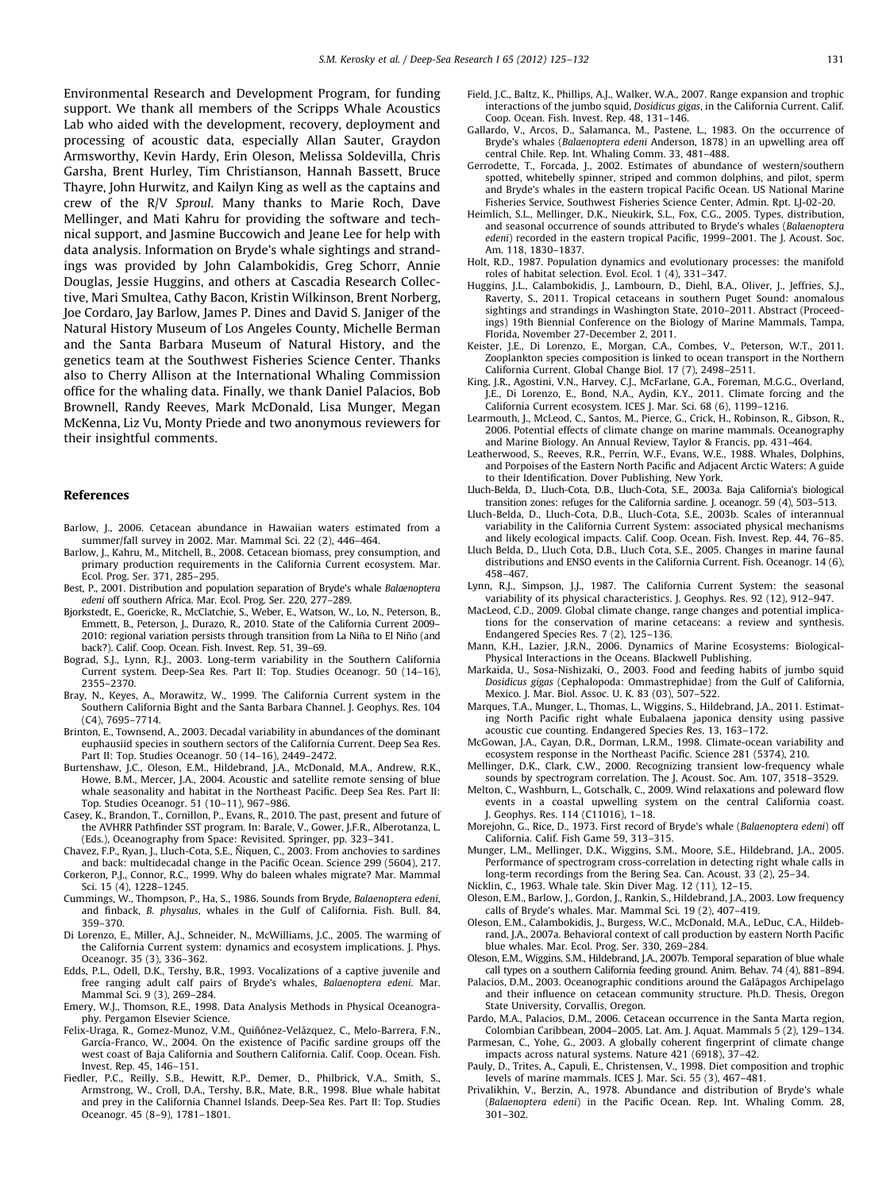Environmental Research and Development Program, for funding support. We thank all members of the Scripps Whale Acoustics Lab who aided with the development, recovery, deployment and processing of acoustic data, especially Allan Sauter, Graydon Armsworthy, Kevin Hardy, Erin Oleson, Melissa Soldevilla, Chris Garsha, Brent Hurley, Tim Christianson, Hannah Bassett, Bruce Thayre, John Hurwitz, and Kailyn King as well as the captains and crew of the R/V *Sproul*. Many thanks to Marie Roch, Dave Mellinger, and Mati Kahru for providing the software and technical support, and Jasmine Buccowich and Jeane Lee for help with data analysis. Information on Bryde's whale sightings and strandings was provided by John Calambokidis, Greg Schorr, Annie Douglas, Jessie Huggins, and others at Cascadia Research Collective, Mari Smultea, Cathy Bacon, Kristin Wilkinson, Brent Norberg, Joe Cordaro, Jay Barlow, James P. Dines and David S. Janiger of the Natural History Museum of Los Angeles County, Michelle Berman and the Santa Barbara Museum of Natural History, and the genetics team at the Southwest Fisheries Science Center. Thanks also to Cherry Allison at the International Whaling Commission office for the whaling data. Finally, we thank Daniel Palacios, Bob Brownell, Randy Reeves, Mark McDonald, Lisa Munger, Megan McKenna, Liz Vu, Monty Priede and two anonymous reviewers for their insightful comments.

## References

Barlow, J., 2006. Cetacean abundance in Hawaiian waters estimated from a summer/fall survey in 2002. Mar. Mammal Sci. 22 (2), 446–464.

Barlow, J., Kahru, M., Mitchell, B., 2008. Cetacean biomass, prey consumption, and primary production requirements in the California Current ecosystem. Mar. Ecol. Prog. Ser. 371, 285–295.

Best, P., 2001. Distribution and population separation of Bryde's whale *Balaenoptera edeni* off southern Africa. Mar. Ecol. Prog. Ser. 220, 277–289.

Bjorkstedt, E., Goericke, R., McClatchie, S., Weber, E., Watson, W., Lo, N., Peterson, B., Emmett, B., Peterson, J., Durazo, R., 2010. State of the California Current 2009–2010: regional variation persists through transition from La Niña to El Niño (and back?). Calif. Coop. Ocean. Fish. Invest. Rep. 51, 39–69.

Bograd, S.J., Lynn, R.J., 2003. Long-term variability in the Southern California Current system. Deep-Sea Res. Part II: Top. Studies Oceanogr. 50 (14–16), 2355–2370.

Bray, N., Keyes, A., Morawitz, W., 1999. The California Current system in the Southern California Bight and the Santa Barbara Channel. J. Geophys. Res. 104 (C4), 7695–7714.

Brinton, E., Townsend, A., 2003. Decadal variability in abundances of the dominant euphausiid species in southern sectors of the California Current. Deep Sea Res. Part II: Top. Studies Oceanogr. 50 (14–16), 2449–2472.

Burtenshaw, J.C., Oleson, E.M., Hildebrand, J.A., McDonald, M.A., Andrew, R.K., Howe, B.M., Mercer, J.A., 2004. Acoustic and satellite remote sensing of blue whale seasonality and habitat in the Northeast Pacific. Deep Sea Res. Part II: Top. Studies Oceanogr. 51 (10–11), 967–986.

Casey, K., Brandon, T., Cornillon, P., Evans, R., 2010. The past, present and future of the AVHRR Pathfinder SST program. In: Barale, V., Gower, J.F.R., Alberotanza, L. (Eds.), Oceanography from Space: Revisited. Springer, pp. 323–341.

Chavez, F.P., Ryan, J., Lluch-Cota, S.E., Ñiquen, C., 2003. From anchovies to sardines and back: multidecadal change in the Pacific Ocean. Science 299 (5604), 217.

Corkeron, P.J., Connor, R.C., 1999. Why do baleen whales migrate? Mar. Mammal Sci. 15 (4), 1228–1245.

Cummings, W., Thompson, P., Ha, S., 1986. Sounds from Bryde, *Balaenoptera edeni*, and finback, *B. physalus*, whales in the Gulf of California. Fish. Bull. 84, 359–370.

Di Lorenzo, E., Miller, A.J., Schneider, N., McWilliams, J.C., 2005. The warming of the California Current system: dynamics and ecosystem implications. J. Phys. Oceanogr. 35 (3), 336–362.

Edds, P.L., Odell, D.K., Tershy, B.R., 1993. Vocalizations of a captive juvenile and free ranging adult calf pairs of Bryde's whales, *Balaenoptera edeni*. Mar. Mammal Sci. 9 (3), 269–284.

Emery, W.J., Thomson, R.E., 1998. Data Analysis Methods in Physical Oceanography. Pergamon Elsevier Science.

Felix-Uraga, R., Gomez-Munoz, V.M., Quiñónez-Velázquez, C., Melo-Barrera, F.N., García-Franco, W., 2004. On the existence of Pacific sardine groups off the west coast of Baja California and Southern California. Calif. Coop. Ocean. Fish. Invest. Rep. 45, 146–151.

Fiedler, P.C., Reilly, S.B., Hewitt, R.P., Demer, D., Philbrick, V.A., Smith, S., Armstrong, W., Croll, D.A., Tershy, B.R., Mate, B.R., 1998. Blue whale habitat and prey in the California Channel Islands. Deep-Sea Res. Part II: Top. Studies Oceanogr. 45 (8–9), 1781–1801.

Field, J.C., Baltz, K., Phillips, A.J., Walker, W.A., 2007. Range expansion and trophic interactions of the jumbo squid, *Dosidicus gigas*, in the California Current. Calif. Coop. Ocean. Fish. Invest. Rep. 48, 131–146.

Gallardo, V., Arcos, D., Salamanca, M., Pastene, L., 1983. On the occurrence of Bryde's whales (*Balaenoptera edeni* Anderson, 1878) in an upwelling area off central Chile. Rep. Int. Whaling Comm. 33, 481–488.

Gerrodette, T., Forcada, J., 2002. Estimates of abundance of western/southern spotted, whitebelly spinner, striped and common dolphins, and pilot, sperm and Bryde's whales in the eastern tropical Pacific Ocean. US National Marine Fisheries Service, Southwest Fisheries Science Center, Admin. Rpt. LJ-02-20.

Heimlich, S.L., Mellinger, D.K., Nieukirk, S.L., Fox, C.G., 2005. Types, distribution, and seasonal occurrence of sounds attributed to Bryde's whales (*Balaenoptera edeni*) recorded in the eastern tropical Pacific, 1999–2001. The J. Acoust. Soc. Am. 118, 1830–1837.

Holt, R.D., 1987. Population dynamics and evolutionary processes: the manifold roles of habitat selection. Evol. Ecol. 1 (4), 331–347.

Huggins, J.L., Calambokidis, J., Lambourn, D., Diehl, B.A., Oliver, J., Jeffries, S.J., Raverty, S., 2011. Tropical cetaceans in southern Puget Sound: anomalous sightings and strandings in Washington State, 2010–2011. Abstract (Proceedings) 19th Biennial Conference on the Biology of Marine Mammals, Tampa, Florida, November 27-December 2, 2011.

Keister, J.E., Di Lorenzo, E., Morgan, C.A., Combes, V., Peterson, W.T., 2011. Zooplankton species composition is linked to ocean transport in the Northern California Current. Global Change Biol. 17 (7), 2498–2511.

King, J.R., Agostini, V.N., Harvey, C.J., McFarlane, G.A., Foreman, M.G.G., Overland, J.E., Di Lorenzo, E., Bond, N.A., Aydin, K.Y., 2011. Climate forcing and the California Current ecosystem. ICES J. Mar. Sci. 68 (6), 1199–1216.

Learmouth, J., McLeod, C., Santos, M., Pierce, G., Crick, H., Robinson, R., Gibson, R., 2006. Potential effects of climate change on marine mammals. Oceanography and Marine Biology. An Annual Review, Taylor & Francis, pp. 431-464.

Leatherwood, S., Reeves, R.R., Perrin, W.F., Evans, W.E., 1988. Whales, Dolphins, and Porpoises of the Eastern North Pacific and Adjacent Arctic Waters: A guide to their Identification. Dover Publishing, New York.

Lluch-Belda, D., Lluch-Cota, D.B., Lluch-Cota, S.E., 2003a. Baja California's biological transition zones: refuges for the California sardine. J. oceanogr. 59 (4), 503–513.

Lluch-Belda, D., Lluch-Cota, D.B., Lluch-Cota, S.E., 2003b. Scales of interannual variability in the California Current System: associated physical mechanisms and likely ecological impacts. Calif. Coop. Ocean. Fish. Invest. Rep. 44, 76–85.

Lluch Belda, D., Lluch Cota, D.B., Lluch Cota, S.E., 2005. Changes in marine faunal distributions and ENSO events in the California Current. Fish. Oceanogr. 14 (6), 458–467.

Lynn, R.J., Simpson, J.J., 1987. The California Current System: the seasonal variability of its physical characteristics. J. Geophys. Res. 92 (12), 912–947.

MacLeod, C.D., 2009. Global climate change, range changes and potential implications for the conservation of marine cetaceans: a review and synthesis. Endangered Species Res. 7 (2), 125–136.

Mann, K.H., Lazier, J.R.N., 2006. Dynamics of Marine Ecosystems: Biological-Physical Interactions in the Oceans. Blackwell Publishing.

Markaida, U., Sosa-Nishizaki, O., 2003. Food and feeding habits of jumbo squid *Dosidicus gigas* (Cephalopoda: Ommastrephidae) from the Gulf of California, Mexico. J. Mar. Biol. Assoc. U. K. 83 (03), 507–522.

Marques, T.A., Munger, L., Thomas, L., Wiggins, S., Hildebrand, J.A., 2011. Estimating North Pacific right whale Eubalaena japonica density using passive acoustic cue counting. Endangered Species Res. 13, 163–172.

McGowan, J.A., Cayan, D.R., Dorman, L.R.M., 1998. Climate-ocean variability and ecosystem response in the Northeast Pacific. Science 281 (5374), 210.

Mellinger, D.K., Clark, C.W., 2000. Recognizing transient low-frequency whale sounds by spectrogram correlation. The J. Acoust. Soc. Am. 107, 3518–3529.

Melton, C., Washburn, L., Gotschalk, C., 2009. Wind relaxations and poleward flow events in a coastal upwelling system on the central California coast. J. Geophys. Res. 114 (C11016), 1–18.

Morejohn, G., Rice, D., 1973. First record of Bryde's whale (*Balaenoptera edeni*) off California. Calif. Fish Game 59, 313–315.

Munger, L.M., Mellinger, D.K., Wiggins, S.M., Moore, S.E., Hildebrand, J.A., 2005. Performance of spectrogram cross-correlation in detecting right whale calls in long-term recordings from the Bering Sea. Can. Acoust. 33 (2), 25–34.

Nicklin, C., 1963. Whale tale. Skin Diver Mag. 12 (11), 12–15.

Oleson, E.M., Barlow, J., Gordon, J., Rankin, S., Hildebrand, J.A., 2003. Low frequency calls of Bryde's whales. Mar. Mammal Sci. 19 (2), 407–419.

Oleson, E.M., Calambokidis, J., Burgess, W.C., McDonald, M.A., LeDuc, C.A., Hildebrand, J.A., 2007a. Behavioral context of call production by eastern North Pacific blue whales. Mar. Ecol. Prog. Ser. 330, 269–284.

Oleson, E.M., Wiggins, S.M., Hildebrand, J.A., 2007b. Temporal separation of blue whale call types on a southern California feeding ground. Anim. Behav. 74 (4), 881–894.

Palacios, D.M., 2003. Oceanographic conditions around the Galápagos Archipelago and their influence on cetacean community structure. Ph.D. Thesis, Oregon State University, Corvallis, Oregon.

Pardo, M.A., Palacios, D.M., 2006. Cetacean occurrence in the Santa Marta region, Colombian Caribbean, 2004–2005. Lat. Am. J. Aquat. Mammals 5 (2), 129–134.

Parmesan, C., Yohe, G., 2003. A globally coherent fingerprint of climate change impacts across natural systems. Nature 421 (6918), 37–42.

Pauly, D., Trites, A., Capuli, E., Christensen, V., 1998. Diet composition and trophic levels of marine mammals. ICES J. Mar. Sci. 55 (3), 467–481.

Privalikhin, V., Berzin, A., 1978. Abundance and distribution of Bryde's whale (*Balaenoptera edeni*) in the Pacific Ocean. Rep. Int. Whaling Comm. 28, 301–302.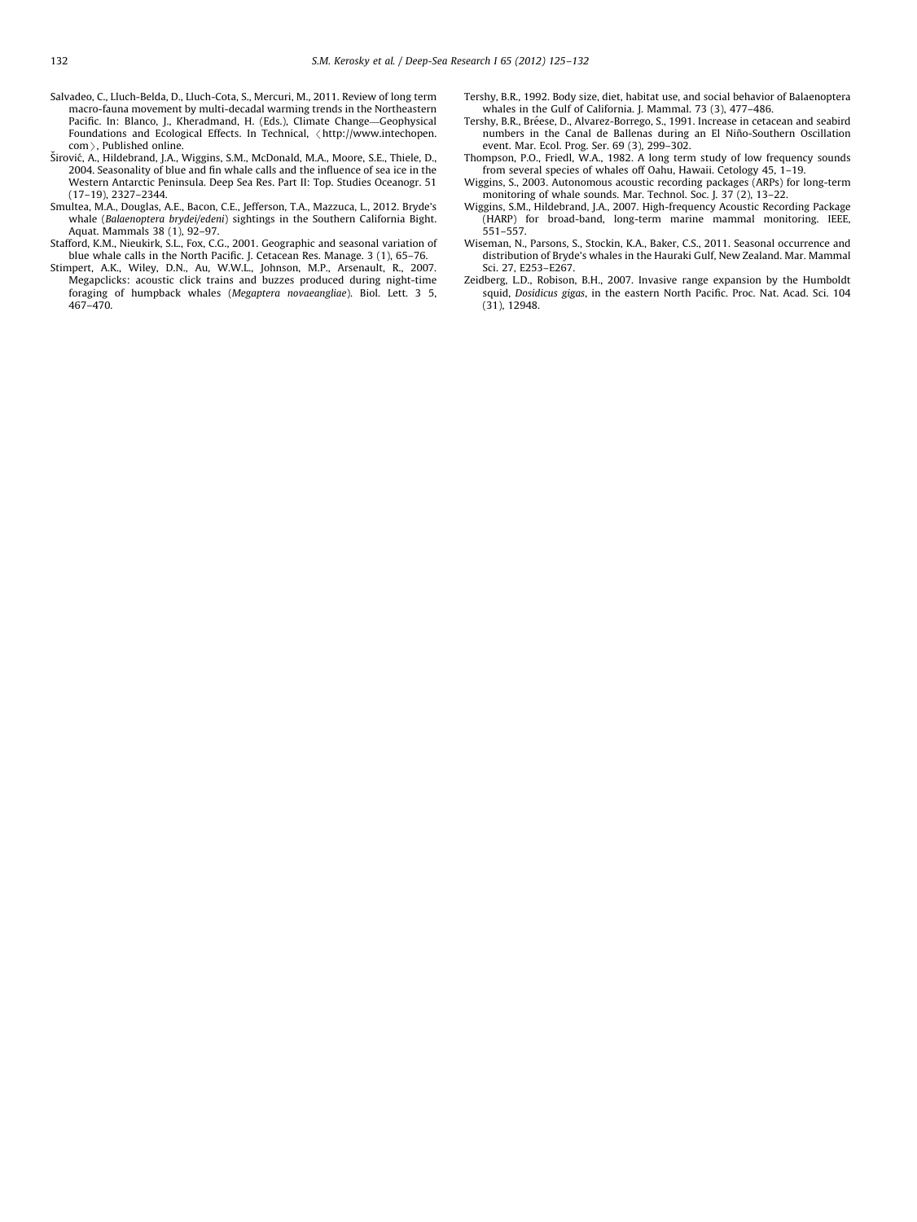Salvadeo, C., Lluch-Belda, D., Lluch-Cota, S., Mercuri, M., 2011. Review of long term macro-fauna movement by multi-decadal warming trends in the Northeastern Pacific. In: Blanco, J., Kheradmand, H. (Eds.), Climate Change—Geophysical Foundations and Ecological Effects. In Technical, 〈http://www.intechopen.com〉, Published online.

Širović, A., Hildebrand, J.A., Wiggins, S.M., McDonald, M.A., Moore, S.E., Thiele, D., 2004. Seasonality of blue and fin whale calls and the influence of sea ice in the Western Antarctic Peninsula. Deep Sea Res. Part II: Top. Studies Oceanogr. 51 (17–19), 2327–2344.

Smultea, M.A., Douglas, A.E., Bacon, C.E., Jefferson, T.A., Mazzuca, L., 2012. Bryde's whale (*Balaenoptera brydei/edeni*) sightings in the Southern California Bight. Aquat. Mammals 38 (1), 92–97.

Stafford, K.M., Nieukirk, S.L., Fox, C.G., 2001. Geographic and seasonal variation of blue whale calls in the North Pacific. J. Cetacean Res. Manage. 3 (1), 65–76.

Stimpert, A.K., Wiley, D.N., Au, W.W.L., Johnson, M.P., Arsenault, R., 2007. Megapclicks: acoustic click trains and buzzes produced during night-time foraging of humpback whales (*Megaptera novaeangliae*). Biol. Lett. 3 5, 467–470.

Tershy, B.R., 1992. Body size, diet, habitat use, and social behavior of Balaenoptera whales in the Gulf of California. J. Mammal. 73 (3), 477–486.

Tershy, B.R., Bréese, D., Alvarez-Borrego, S., 1991. Increase in cetacean and seabird numbers in the Canal de Ballenas during an El Niño-Southern Oscillation event. Mar. Ecol. Prog. Ser. 69 (3), 299–302.

Thompson, P.O., Friedl, W.A., 1982. A long term study of low frequency sounds from several species of whales off Oahu, Hawaii. Cetology 45, 1–19.

Wiggins, S., 2003. Autonomous acoustic recording packages (ARPs) for long-term monitoring of whale sounds. Mar. Technol. Soc. J. 37 (2), 13–22.

Wiggins, S.M., Hildebrand, J.A., 2007. High-frequency Acoustic Recording Package (HARP) for broad-band, long-term marine mammal monitoring. IEEE, 551–557.

Wiseman, N., Parsons, S., Stockin, K.A., Baker, C.S., 2011. Seasonal occurrence and distribution of Bryde's whales in the Hauraki Gulf, New Zealand. Mar. Mammal Sci. 27, E253–E267.

Zeidberg, L.D., Robison, B.H., 2007. Invasive range expansion by the Humboldt squid, *Dosidicus gigas*, in the eastern North Pacific. Proc. Nat. Acad. Sci. 104 (31), 12948.